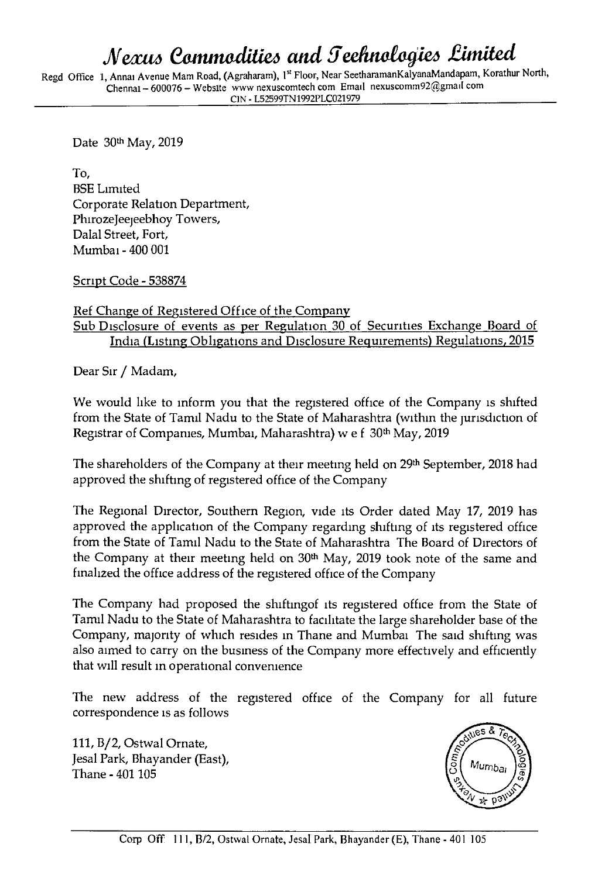# Nexus Commodities and Technologies Limited

Regd Office 1, Annai Avenue Main Road, (Agraharam), 1st Floor, Near SeetharamanKalyanaMandapam, Korathur North, Chennai – 600076 – Website www nexuscomtech com Email nexuscomm92@gmail com
CIN - L52599TN1992PLC021979

Date 30th May, 2019

To,
BSE Limited
Corporate Relation Department,
PhirozeJeejeebhoy Towers,
Dalal Street, Fort,
Mumbai - 400 001

Script Code - 538874

Ref Change of Registered Office of the Company
Sub Disclosure of events as per Regulation 30 of Securities Exchange Board of India (Listing Obligations and Disclosure Requirements) Regulations, 2015

Dear Sir / Madam,

We would like to inform you that the registered office of the Company is shifted from the State of Tamil Nadu to the State of Maharashtra (within the jurisdiction of Registrar of Companies, Mumbai, Maharashtra) w e f 30th May, 2019

The shareholders of the Company at their meeting held on 29th September, 2018 had approved the shifting of registered office of the Company

The Regional Director, Southern Region, vide its Order dated May 17, 2019 has approved the application of the Company regarding shifting of its registered office from the State of Tamil Nadu to the State of Maharashtra The Board of Directors of the Company at their meeting held on 30th May, 2019 took note of the same and finalized the office address of the registered office of the Company

The Company had proposed the shiftingof its registered office from the State of Tamil Nadu to the State of Maharashtra to facilitate the large shareholder base of the Company, majority of which resides in Thane and Mumbai The said shifting was also aimed to carry on the business of the Company more effectively and efficiently that will result in operational convenience

The new address of the registered office of the Company for all future correspondence is as follows

111, B/2, Ostwal Ornate,
Jesal Park, Bhayander (East),
Thane - 401 105

Corp Off 111, B/2, Ostwal Ornate, Jesal Park, Bhayander (E), Thane - 401 105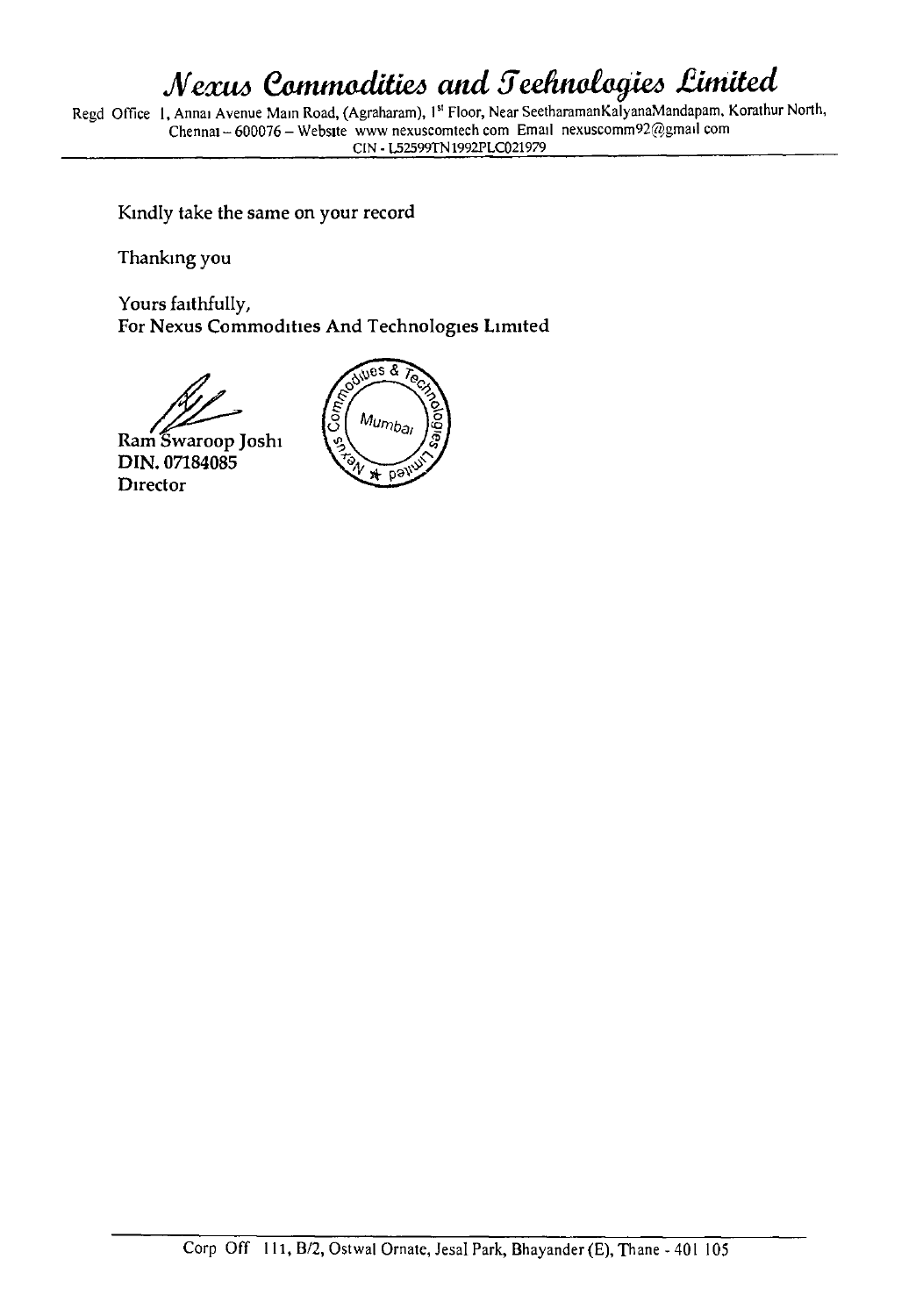# Nexus Commodities and Technologies Limited

Regd Office 1, Annai Avenue Main Road, (Agraharam), 1st Floor, Near SeetharamanKalyanaMandapam, Korathur North, Chennai – 600076 – Website www nexuscomtech com Email nexuscomm92@gmail com
CIN - L52599TN1992PLC021979

Kindly take the same on your record

Thanking you

Yours faithfully,
For Nexus Commodities And Technologies Limited

Ram Swaroop Joshi
DIN. 07184085
Director

Corp Off 111, B/2, Ostwal Ornate, Jesal Park, Bhayander (E), Thane - 401 105